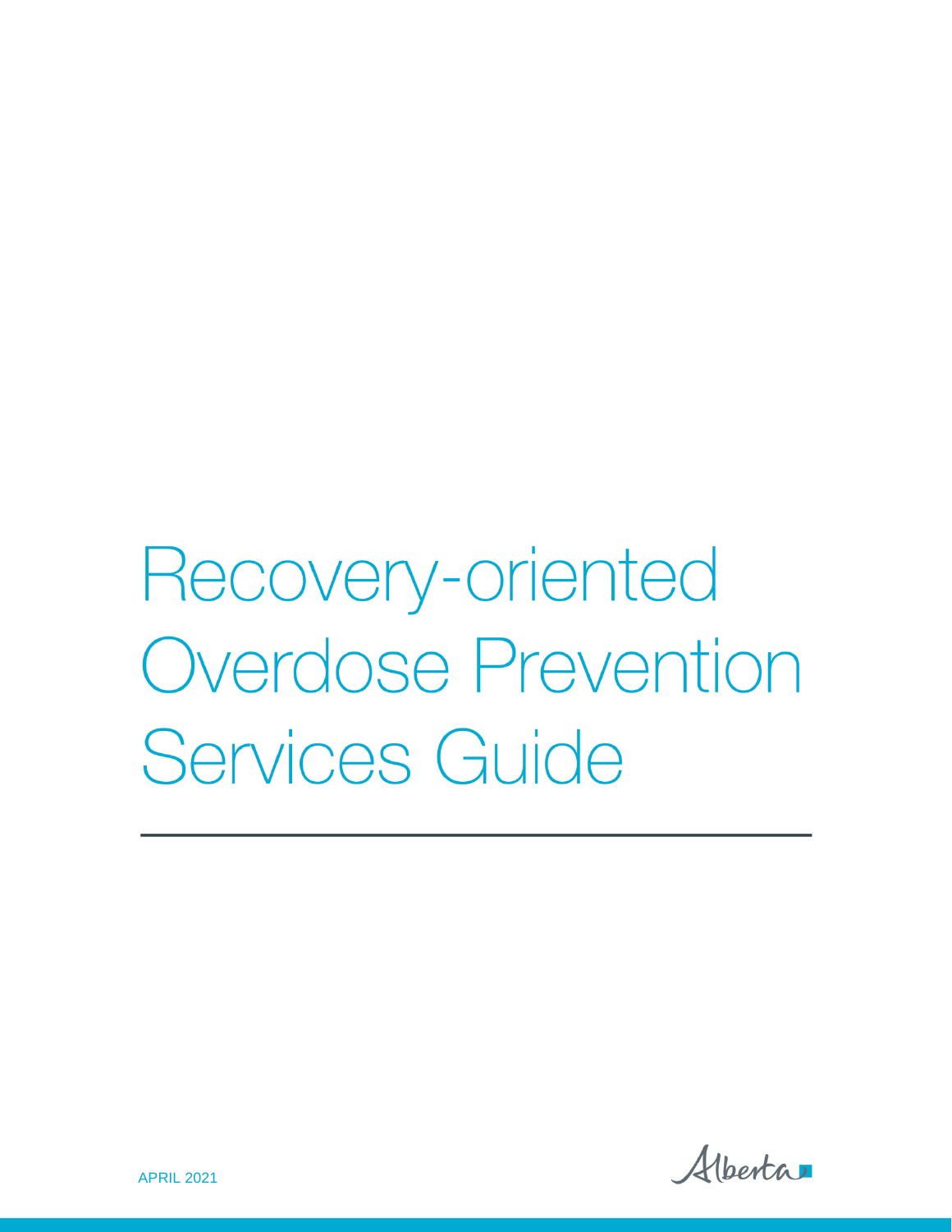# Recovery-oriented Overdose Prevention Services Guide

APRIL 2021

Alberta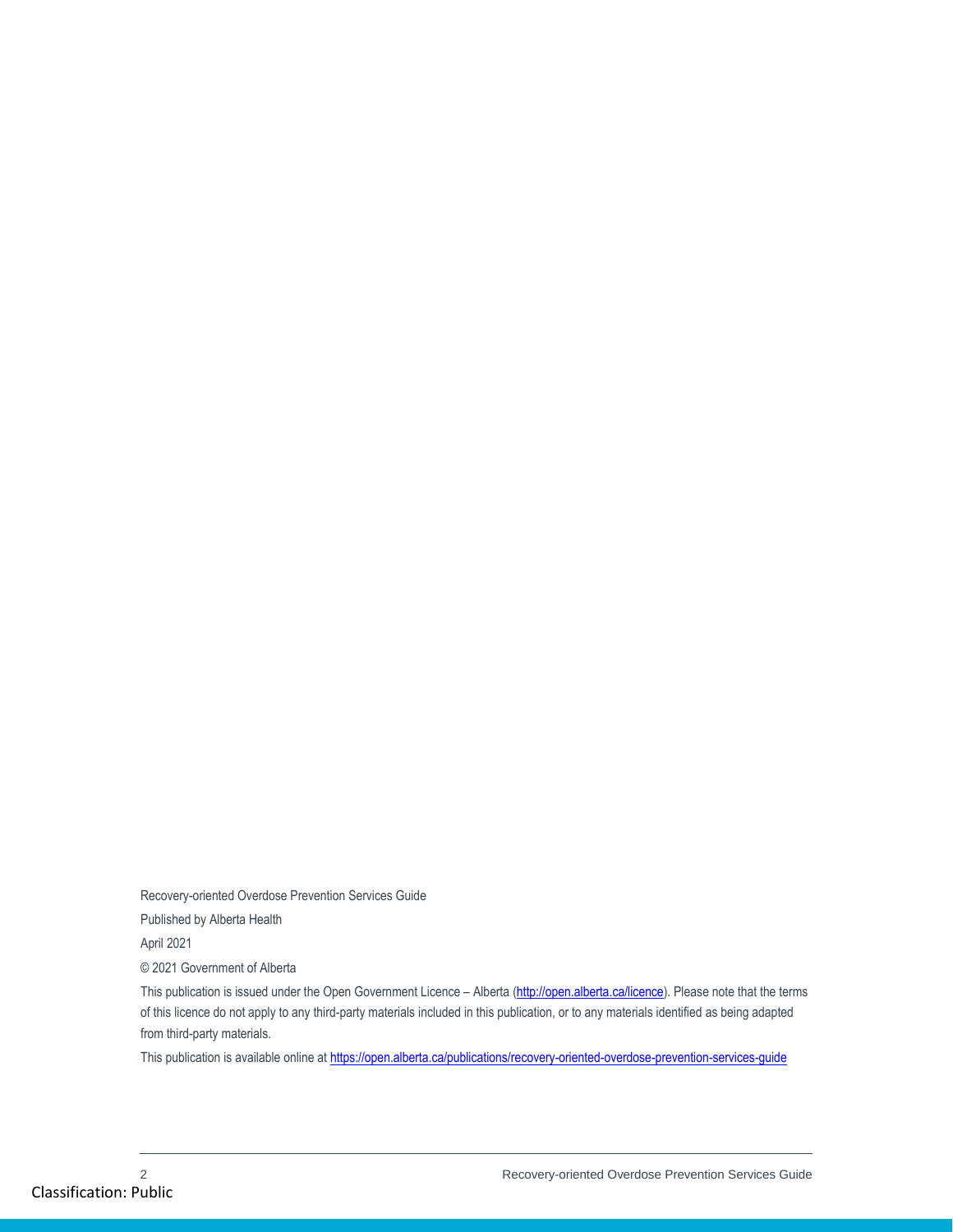Recovery-oriented Overdose Prevention Services Guide

Published by Alberta Health

April 2021

© 2021 Government of Alberta

This publication is issued under the Open Government Licence – Alberta (http://open.alberta.ca/licence). Please note that the terms of this licence do not apply to any third-party materials included in this publication, or to any materials identified as being adapted from third-party materials.

This publication is available online at https://open.alberta.ca/publications/recovery-oriented-overdose-prevention-services-guide

Classification: Public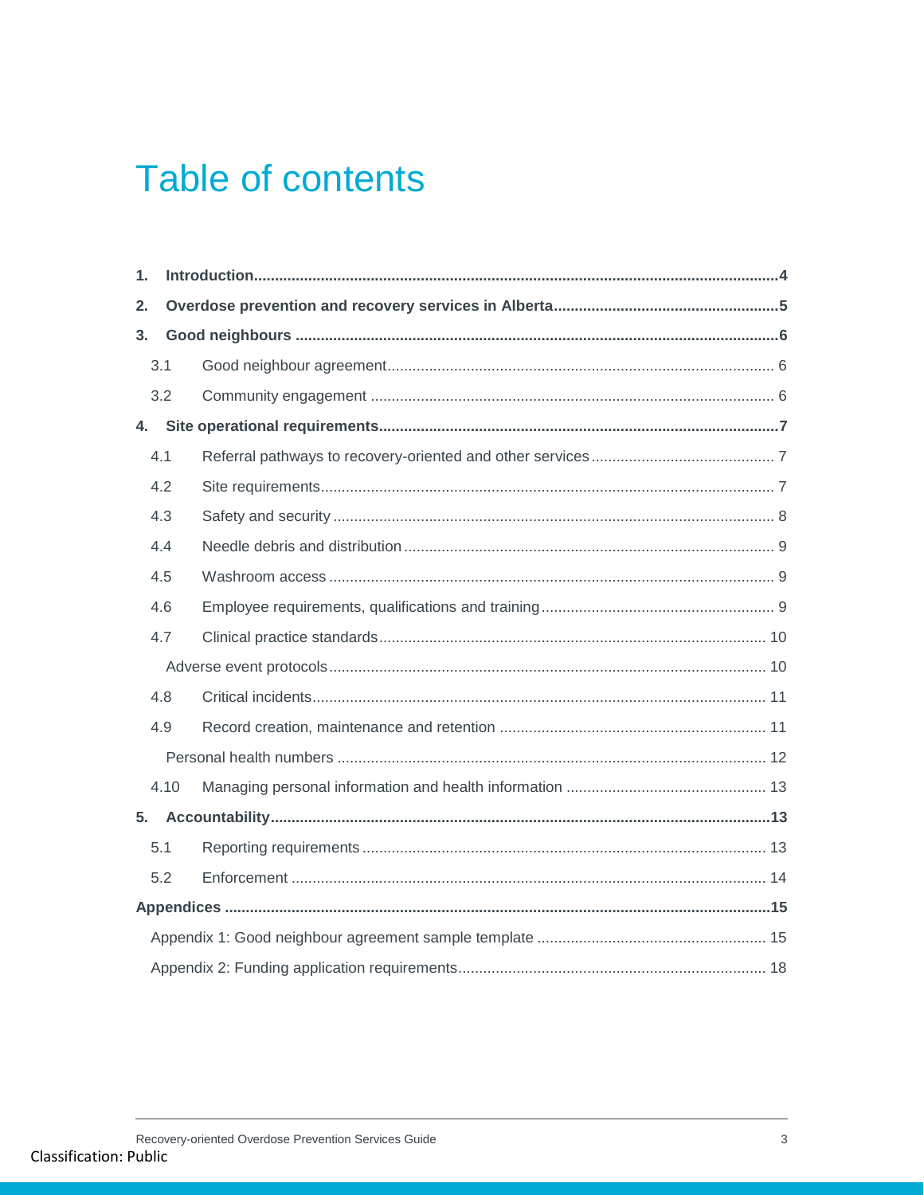# Table of contents

**1. Introduction** ... **4**

**2. Overdose prevention and recovery services in Alberta** ... **5**

**3. Good neighbours** ... **6**

- 3.1 Good neighbour agreement ... 6
- 3.2 Community engagement ... 6

**4. Site operational requirements** ... **7**

- 4.1 Referral pathways to recovery-oriented and other services ... 7
- 4.2 Site requirements ... 7
- 4.3 Safety and security ... 8
- 4.4 Needle debris and distribution ... 9
- 4.5 Washroom access ... 9
- 4.6 Employee requirements, qualifications and training ... 9
- 4.7 Clinical practice standards ... 10
    - Adverse event protocols ... 10
- 4.8 Critical incidents ... 11
- 4.9 Record creation, maintenance and retention ... 11
    - Personal health numbers ... 12
- 4.10 Managing personal information and health information ... 13

**5. Accountability** ... **13**

- 5.1 Reporting requirements ... 13
- 5.2 Enforcement ... 14

**Appendices** ... **15**

- Appendix 1: Good neighbour agreement sample template ... 15
- Appendix 2: Funding application requirements ... 18

Classification: Public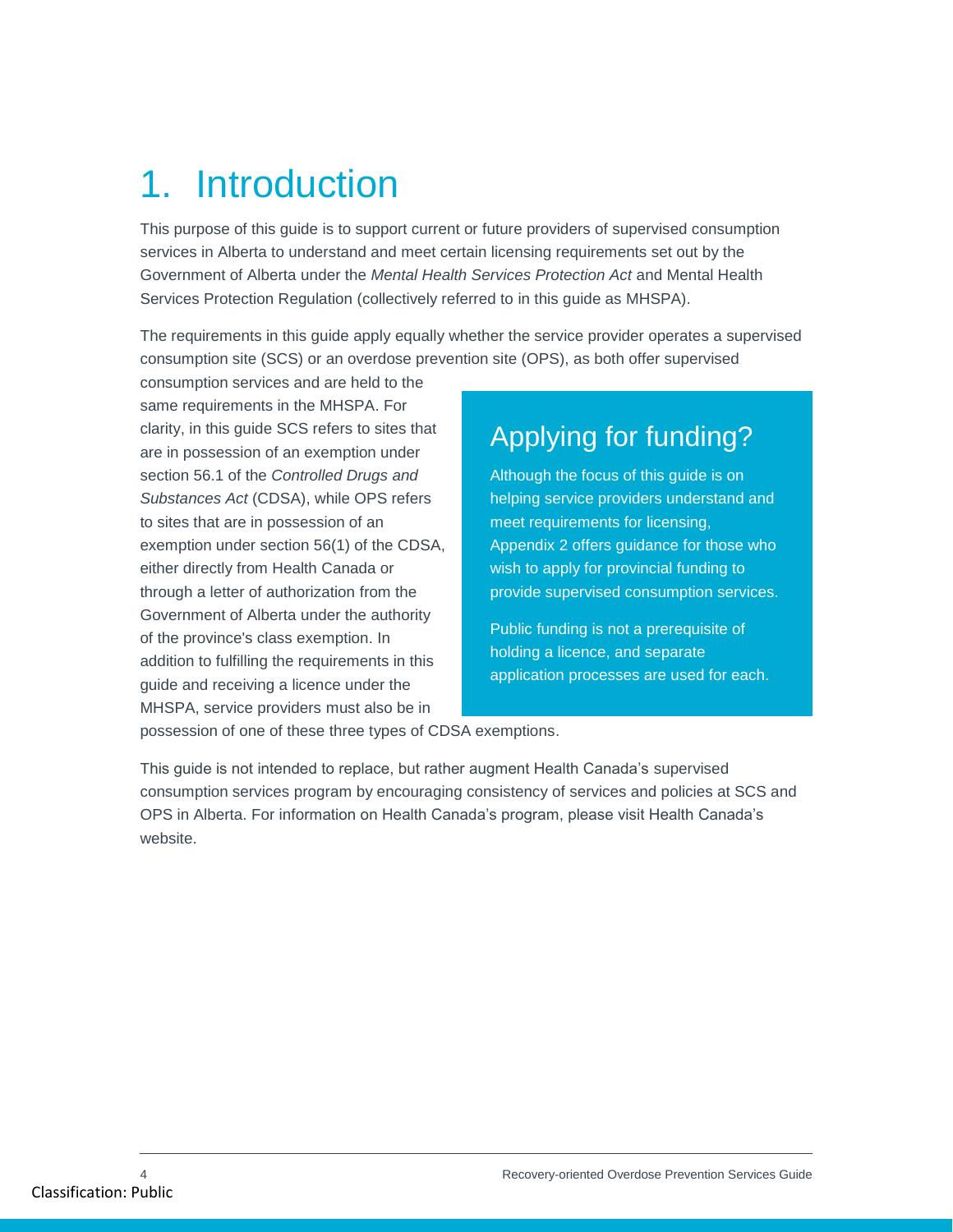# 1. Introduction

This purpose of this guide is to support current or future providers of supervised consumption services in Alberta to understand and meet certain licensing requirements set out by the Government of Alberta under the *Mental Health Services Protection Act* and Mental Health Services Protection Regulation (collectively referred to in this guide as MHSPA).

The requirements in this guide apply equally whether the service provider operates a supervised consumption site (SCS) or an overdose prevention site (OPS), as both offer supervised consumption services and are held to the same requirements in the MHSPA. For clarity, in this guide SCS refers to sites that are in possession of an exemption under section 56.1 of the *Controlled Drugs and Substances Act* (CDSA), while OPS refers to sites that are in possession of an exemption under section 56(1) of the CDSA, either directly from Health Canada or through a letter of authorization from the Government of Alberta under the authority of the province's class exemption. In addition to fulfilling the requirements in this guide and receiving a licence under the MHSPA, service providers must also be in possession of one of these three types of CDSA exemptions.

> ## Applying for funding?
>
> Although the focus of this guide is on helping service providers understand and meet requirements for licensing, Appendix 2 offers guidance for those who wish to apply for provincial funding to provide supervised consumption services.
>
> Public funding is not a prerequisite of holding a licence, and separate application processes are used for each.

This guide is not intended to replace, but rather augment Health Canada's supervised consumption services program by encouraging consistency of services and policies at SCS and OPS in Alberta. For information on Health Canada's program, please visit Health Canada's website.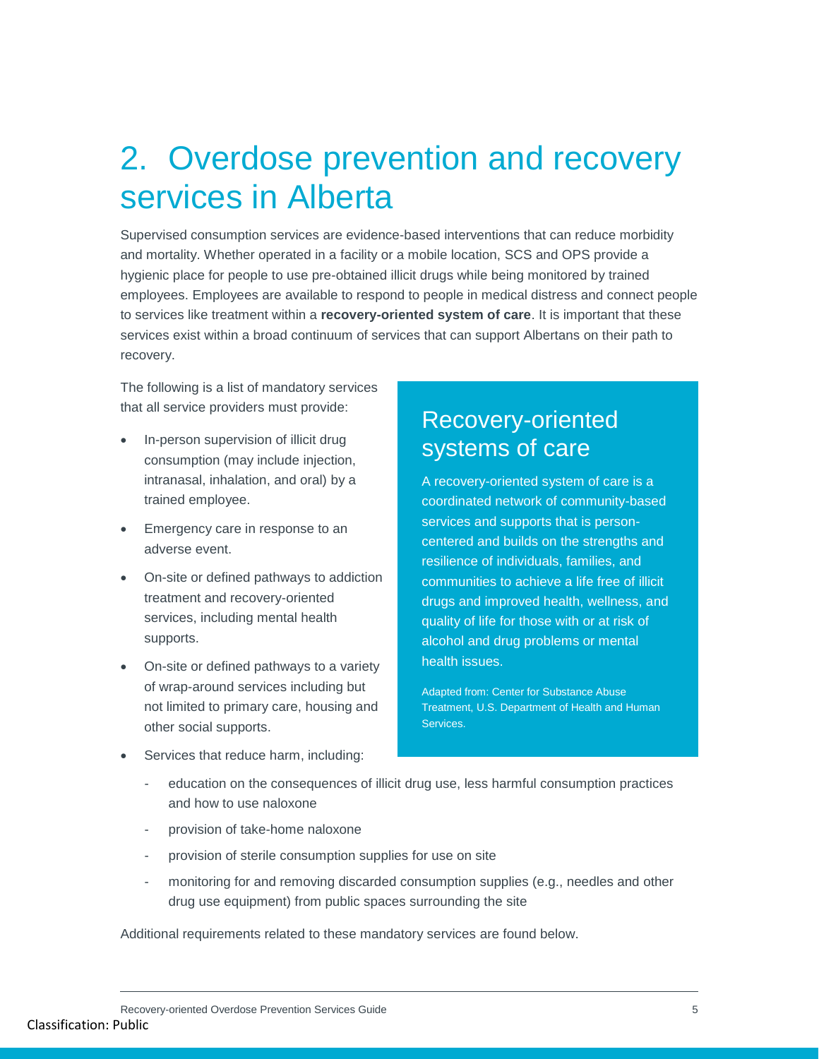# 2. Overdose prevention and recovery services in Alberta

Supervised consumption services are evidence-based interventions that can reduce morbidity and mortality. Whether operated in a facility or a mobile location, SCS and OPS provide a hygienic place for people to use pre-obtained illicit drugs while being monitored by trained employees. Employees are available to respond to people in medical distress and connect people to services like treatment within a **recovery-oriented system of care**. It is important that these services exist within a broad continuum of services that can support Albertans on their path to recovery.

The following is a list of mandatory services that all service providers must provide:

- In-person supervision of illicit drug consumption (may include injection, intranasal, inhalation, and oral) by a trained employee.
- Emergency care in response to an adverse event.
- On-site or defined pathways to addiction treatment and recovery-oriented services, including mental health supports.
- On-site or defined pathways to a variety of wrap-around services including but not limited to primary care, housing and other social supports.
- Services that reduce harm, including:
  - education on the consequences of illicit drug use, less harmful consumption practices and how to use naloxone
  - provision of take-home naloxone
  - provision of sterile consumption supplies for use on site
  - monitoring for and removing discarded consumption supplies (e.g., needles and other drug use equipment) from public spaces surrounding the site

Additional requirements related to these mandatory services are found below.

## Recovery-oriented systems of care

A recovery-oriented system of care is a coordinated network of community-based services and supports that is person-centered and builds on the strengths and resilience of individuals, families, and communities to achieve a life free of illicit drugs and improved health, wellness, and quality of life for those with or at risk of alcohol and drug problems or mental health issues.

Adapted from: Center for Substance Abuse Treatment, U.S. Department of Health and Human Services.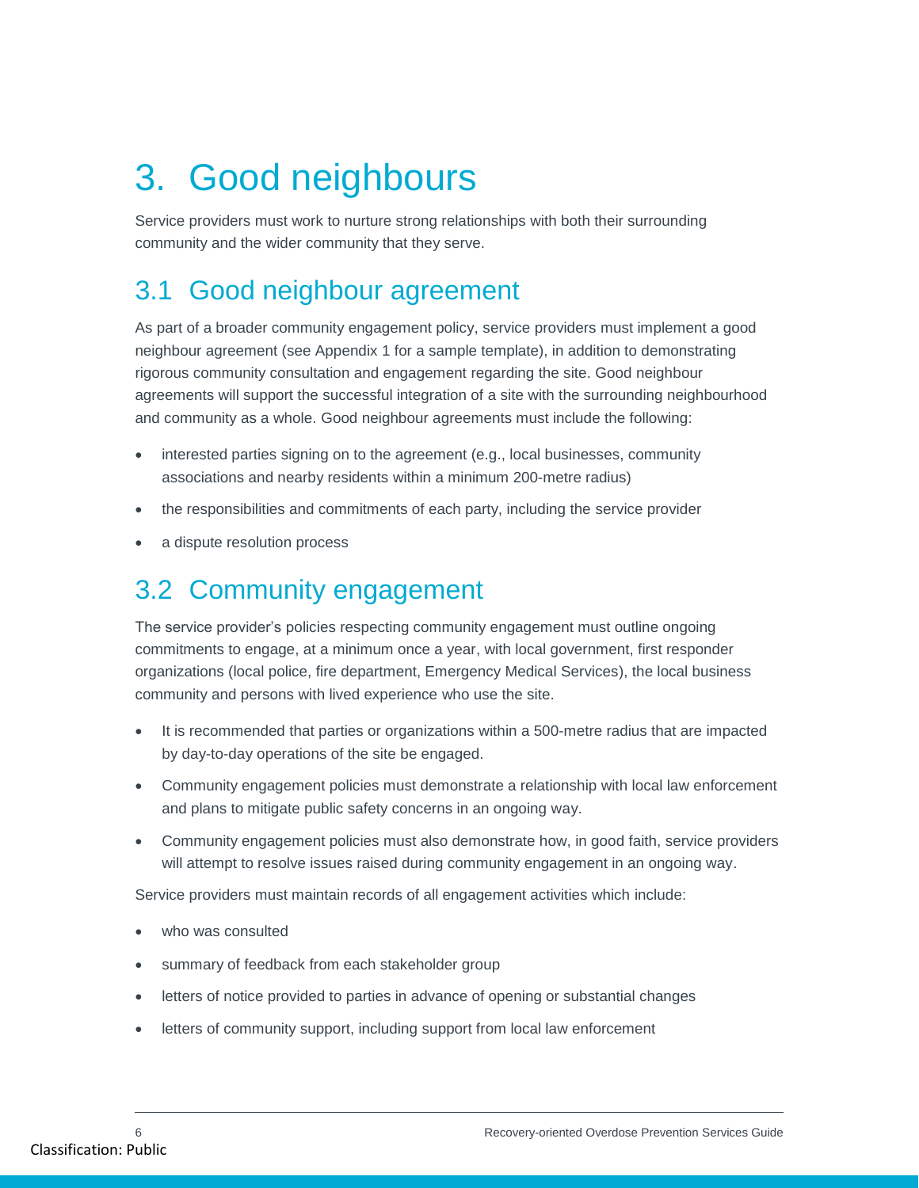# 3. Good neighbours

Service providers must work to nurture strong relationships with both their surrounding community and the wider community that they serve.

## 3.1 Good neighbour agreement

As part of a broader community engagement policy, service providers must implement a good neighbour agreement (see Appendix 1 for a sample template), in addition to demonstrating rigorous community consultation and engagement regarding the site. Good neighbour agreements will support the successful integration of a site with the surrounding neighbourhood and community as a whole. Good neighbour agreements must include the following:

- interested parties signing on to the agreement (e.g., local businesses, community associations and nearby residents within a minimum 200-metre radius)
- the responsibilities and commitments of each party, including the service provider
- a dispute resolution process

## 3.2 Community engagement

The service provider's policies respecting community engagement must outline ongoing commitments to engage, at a minimum once a year, with local government, first responder organizations (local police, fire department, Emergency Medical Services), the local business community and persons with lived experience who use the site.

- It is recommended that parties or organizations within a 500-metre radius that are impacted by day-to-day operations of the site be engaged.
- Community engagement policies must demonstrate a relationship with local law enforcement and plans to mitigate public safety concerns in an ongoing way.
- Community engagement policies must also demonstrate how, in good faith, service providers will attempt to resolve issues raised during community engagement in an ongoing way.

Service providers must maintain records of all engagement activities which include:

- who was consulted
- summary of feedback from each stakeholder group
- letters of notice provided to parties in advance of opening or substantial changes
- letters of community support, including support from local law enforcement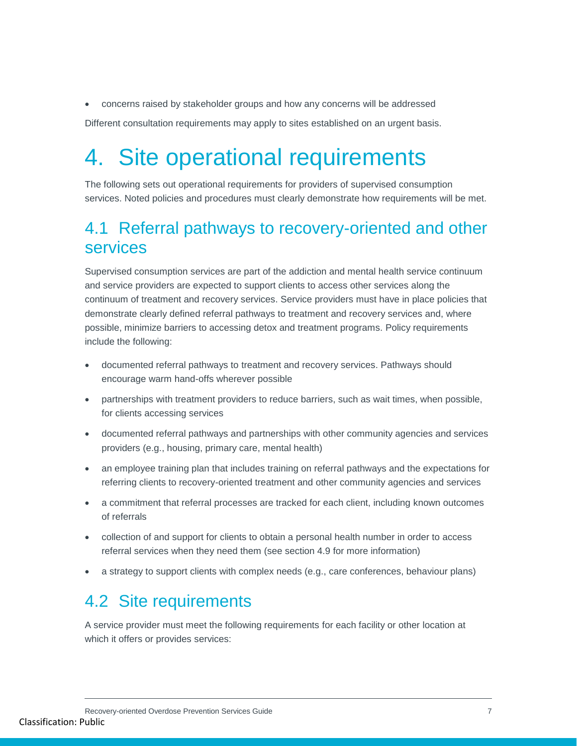- concerns raised by stakeholder groups and how any concerns will be addressed

Different consultation requirements may apply to sites established on an urgent basis.

# 4. Site operational requirements

The following sets out operational requirements for providers of supervised consumption services. Noted policies and procedures must clearly demonstrate how requirements will be met.

## 4.1 Referral pathways to recovery-oriented and other services

Supervised consumption services are part of the addiction and mental health service continuum and service providers are expected to support clients to access other services along the continuum of treatment and recovery services. Service providers must have in place policies that demonstrate clearly defined referral pathways to treatment and recovery services and, where possible, minimize barriers to accessing detox and treatment programs. Policy requirements include the following:

- documented referral pathways to treatment and recovery services. Pathways should encourage warm hand-offs wherever possible
- partnerships with treatment providers to reduce barriers, such as wait times, when possible, for clients accessing services
- documented referral pathways and partnerships with other community agencies and services providers (e.g., housing, primary care, mental health)
- an employee training plan that includes training on referral pathways and the expectations for referring clients to recovery-oriented treatment and other community agencies and services
- a commitment that referral processes are tracked for each client, including known outcomes of referrals
- collection of and support for clients to obtain a personal health number in order to access referral services when they need them (see section 4.9 for more information)
- a strategy to support clients with complex needs (e.g., care conferences, behaviour plans)

## 4.2 Site requirements

A service provider must meet the following requirements for each facility or other location at which it offers or provides services: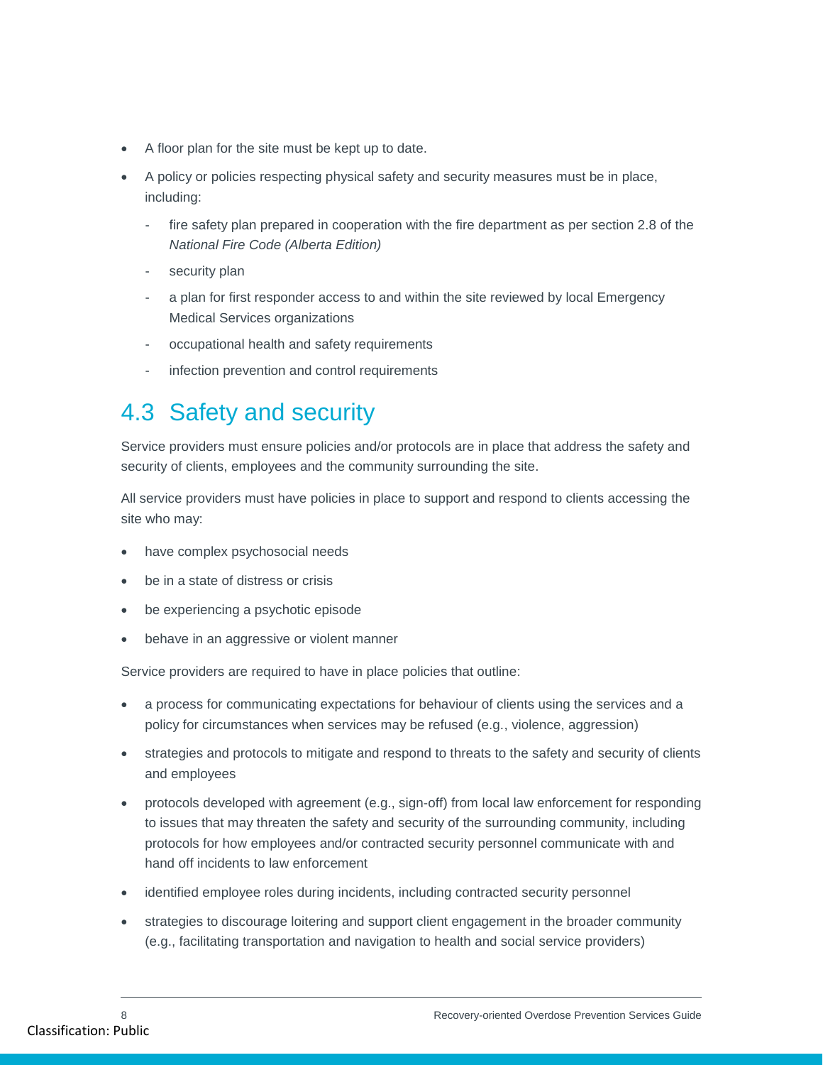- A floor plan for the site must be kept up to date.
- A policy or policies respecting physical safety and security measures must be in place, including:
  - fire safety plan prepared in cooperation with the fire department as per section 2.8 of the *National Fire Code (Alberta Edition)*
  - security plan
  - a plan for first responder access to and within the site reviewed by local Emergency Medical Services organizations
  - occupational health and safety requirements
  - infection prevention and control requirements

## 4.3 Safety and security

Service providers must ensure policies and/or protocols are in place that address the safety and security of clients, employees and the community surrounding the site.

All service providers must have policies in place to support and respond to clients accessing the site who may:

- have complex psychosocial needs
- be in a state of distress or crisis
- be experiencing a psychotic episode
- behave in an aggressive or violent manner

Service providers are required to have in place policies that outline:

- a process for communicating expectations for behaviour of clients using the services and a policy for circumstances when services may be refused (e.g., violence, aggression)
- strategies and protocols to mitigate and respond to threats to the safety and security of clients and employees
- protocols developed with agreement (e.g., sign-off) from local law enforcement for responding to issues that may threaten the safety and security of the surrounding community, including protocols for how employees and/or contracted security personnel communicate with and hand off incidents to law enforcement
- identified employee roles during incidents, including contracted security personnel
- strategies to discourage loitering and support client engagement in the broader community (e.g., facilitating transportation and navigation to health and social service providers)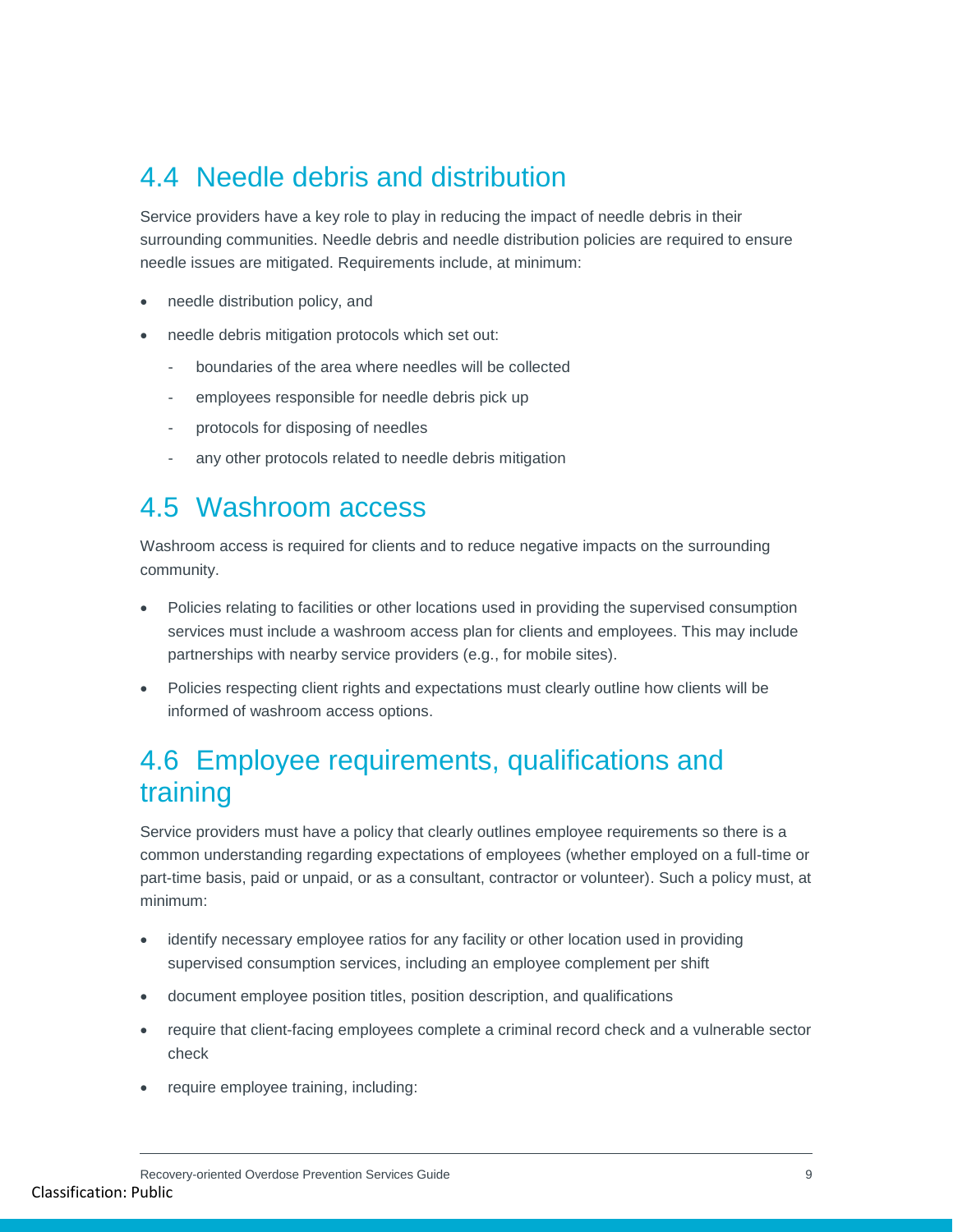## 4.4 Needle debris and distribution

Service providers have a key role to play in reducing the impact of needle debris in their surrounding communities. Needle debris and needle distribution policies are required to ensure needle issues are mitigated. Requirements include, at minimum:

- needle distribution policy, and
- needle debris mitigation protocols which set out:
  - boundaries of the area where needles will be collected
  - employees responsible for needle debris pick up
  - protocols for disposing of needles
  - any other protocols related to needle debris mitigation

## 4.5 Washroom access

Washroom access is required for clients and to reduce negative impacts on the surrounding community.

- Policies relating to facilities or other locations used in providing the supervised consumption services must include a washroom access plan for clients and employees. This may include partnerships with nearby service providers (e.g., for mobile sites).
- Policies respecting client rights and expectations must clearly outline how clients will be informed of washroom access options.

## 4.6 Employee requirements, qualifications and training

Service providers must have a policy that clearly outlines employee requirements so there is a common understanding regarding expectations of employees (whether employed on a full-time or part-time basis, paid or unpaid, or as a consultant, contractor or volunteer). Such a policy must, at minimum:

- identify necessary employee ratios for any facility or other location used in providing supervised consumption services, including an employee complement per shift
- document employee position titles, position description, and qualifications
- require that client-facing employees complete a criminal record check and a vulnerable sector check
- require employee training, including: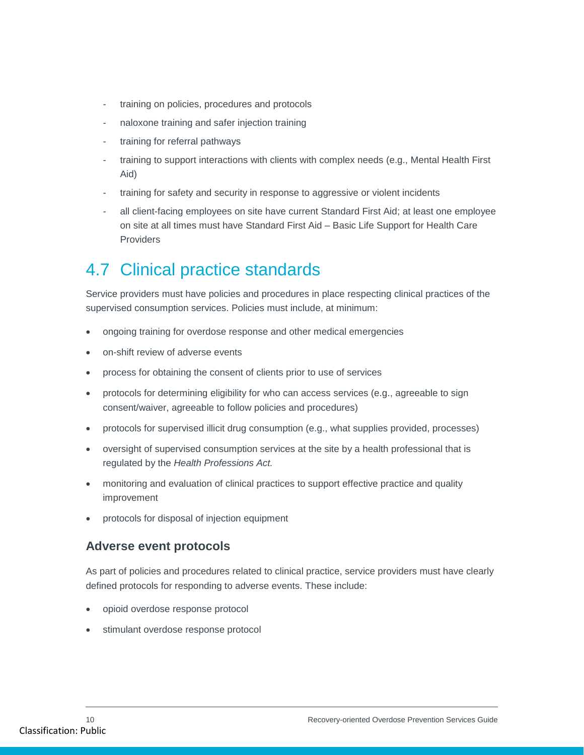- training on policies, procedures and protocols
- naloxone training and safer injection training
- training for referral pathways
- training to support interactions with clients with complex needs (e.g., Mental Health First Aid)
- training for safety and security in response to aggressive or violent incidents
- all client-facing employees on site have current Standard First Aid; at least one employee on site at all times must have Standard First Aid – Basic Life Support for Health Care Providers

## 4.7 Clinical practice standards

Service providers must have policies and procedures in place respecting clinical practices of the supervised consumption services. Policies must include, at minimum:

- ongoing training for overdose response and other medical emergencies
- on-shift review of adverse events
- process for obtaining the consent of clients prior to use of services
- protocols for determining eligibility for who can access services (e.g., agreeable to sign consent/waiver, agreeable to follow policies and procedures)
- protocols for supervised illicit drug consumption (e.g., what supplies provided, processes)
- oversight of supervised consumption services at the site by a health professional that is regulated by the *Health Professions Act.*
- monitoring and evaluation of clinical practices to support effective practice and quality improvement
- protocols for disposal of injection equipment

### Adverse event protocols

As part of policies and procedures related to clinical practice, service providers must have clearly defined protocols for responding to adverse events. These include:

- opioid overdose response protocol
- stimulant overdose response protocol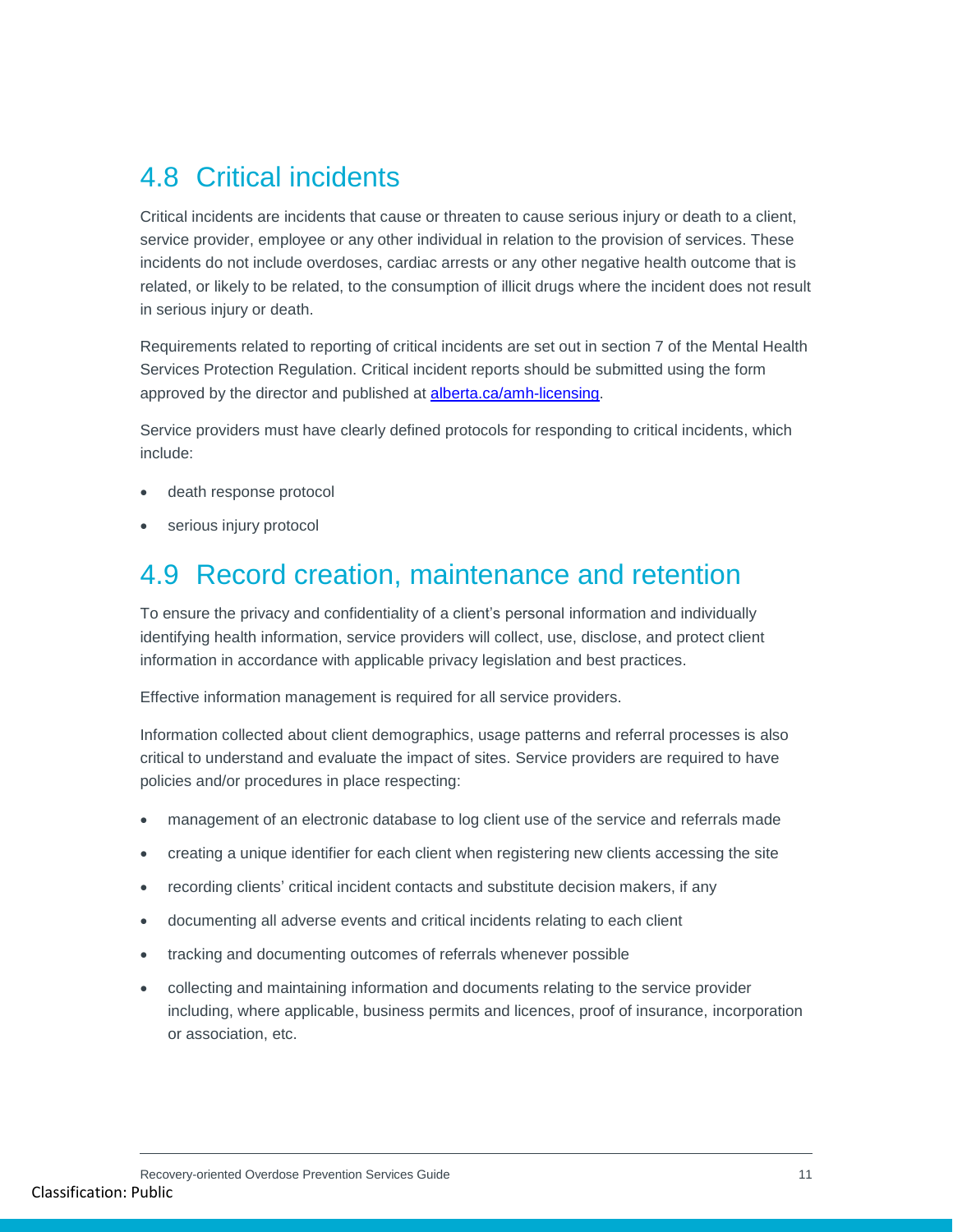## 4.8 Critical incidents

Critical incidents are incidents that cause or threaten to cause serious injury or death to a client, service provider, employee or any other individual in relation to the provision of services. These incidents do not include overdoses, cardiac arrests or any other negative health outcome that is related, or likely to be related, to the consumption of illicit drugs where the incident does not result in serious injury or death.

Requirements related to reporting of critical incidents are set out in section 7 of the Mental Health Services Protection Regulation. Critical incident reports should be submitted using the form approved by the director and published at [alberta.ca/amh-licensing](alberta.ca/amh-licensing).

Service providers must have clearly defined protocols for responding to critical incidents, which include:

- death response protocol
- serious injury protocol

## 4.9 Record creation, maintenance and retention

To ensure the privacy and confidentiality of a client's personal information and individually identifying health information, service providers will collect, use, disclose, and protect client information in accordance with applicable privacy legislation and best practices.

Effective information management is required for all service providers.

Information collected about client demographics, usage patterns and referral processes is also critical to understand and evaluate the impact of sites. Service providers are required to have policies and/or procedures in place respecting:

- management of an electronic database to log client use of the service and referrals made
- creating a unique identifier for each client when registering new clients accessing the site
- recording clients' critical incident contacts and substitute decision makers, if any
- documenting all adverse events and critical incidents relating to each client
- tracking and documenting outcomes of referrals whenever possible
- collecting and maintaining information and documents relating to the service provider including, where applicable, business permits and licences, proof of insurance, incorporation or association, etc.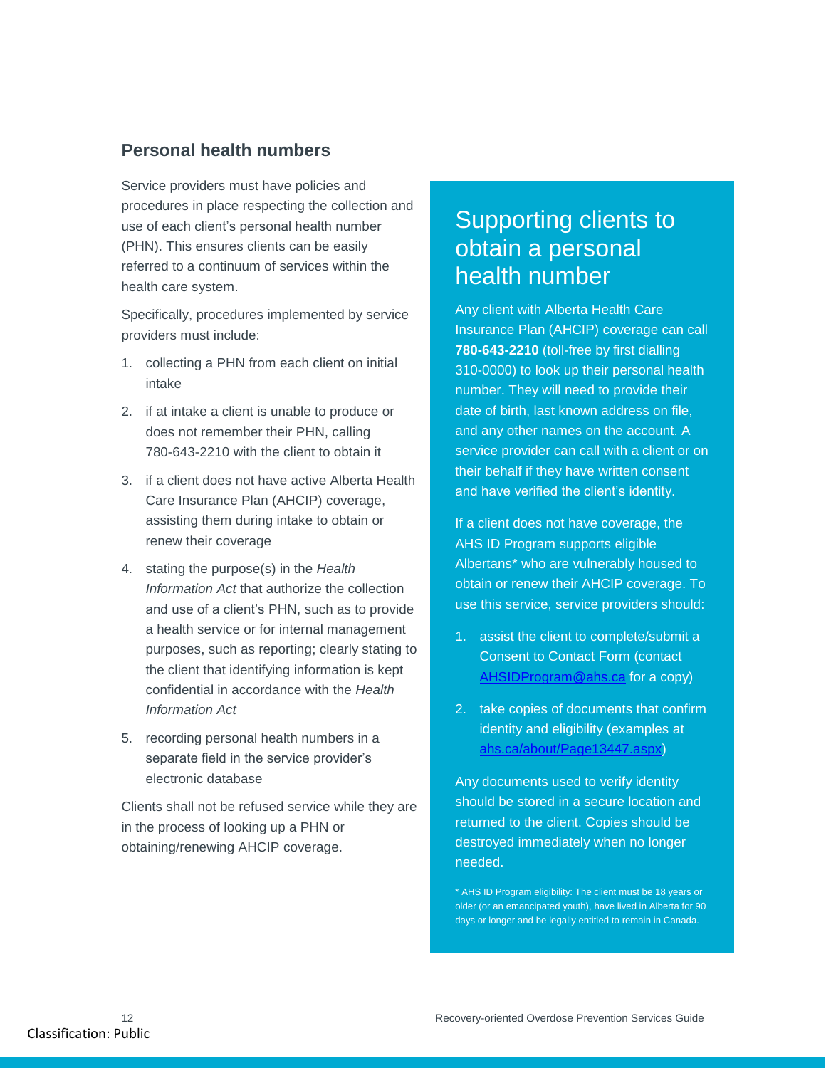## Personal health numbers

Service providers must have policies and procedures in place respecting the collection and use of each client's personal health number (PHN). This ensures clients can be easily referred to a continuum of services within the health care system.

Specifically, procedures implemented by service providers must include:

1. collecting a PHN from each client on initial intake
2. if at intake a client is unable to produce or does not remember their PHN, calling 780-643-2210 with the client to obtain it
3. if a client does not have active Alberta Health Care Insurance Plan (AHCIP) coverage, assisting them during intake to obtain or renew their coverage
4. stating the purpose(s) in the *Health Information Act* that authorize the collection and use of a client's PHN, such as to provide a health service or for internal management purposes, such as reporting; clearly stating to the client that identifying information is kept confidential in accordance with the *Health Information Act*
5. recording personal health numbers in a separate field in the service provider's electronic database

Clients shall not be refused service while they are in the process of looking up a PHN or obtaining/renewing AHCIP coverage.

## Supporting clients to obtain a personal health number

Any client with Alberta Health Care Insurance Plan (AHCIP) coverage can call **780-643-2210** (toll-free by first dialling 310-0000) to look up their personal health number. They will need to provide their date of birth, last known address on file, and any other names on the account. A service provider can call with a client or on their behalf if they have written consent and have verified the client's identity.

If a client does not have coverage, the AHS ID Program supports eligible Albertans* who are vulnerably housed to obtain or renew their AHCIP coverage. To use this service, service providers should:

1. assist the client to complete/submit a Consent to Contact Form (contact AHSIDProgram@ahs.ca for a copy)
2. take copies of documents that confirm identity and eligibility (examples at ahs.ca/about/Page13447.aspx)

Any documents used to verify identity should be stored in a secure location and returned to the client. Copies should be destroyed immediately when no longer needed.

* AHS ID Program eligibility: The client must be 18 years or older (or an emancipated youth), have lived in Alberta for 90 days or longer and be legally entitled to remain in Canada.

Classification: Public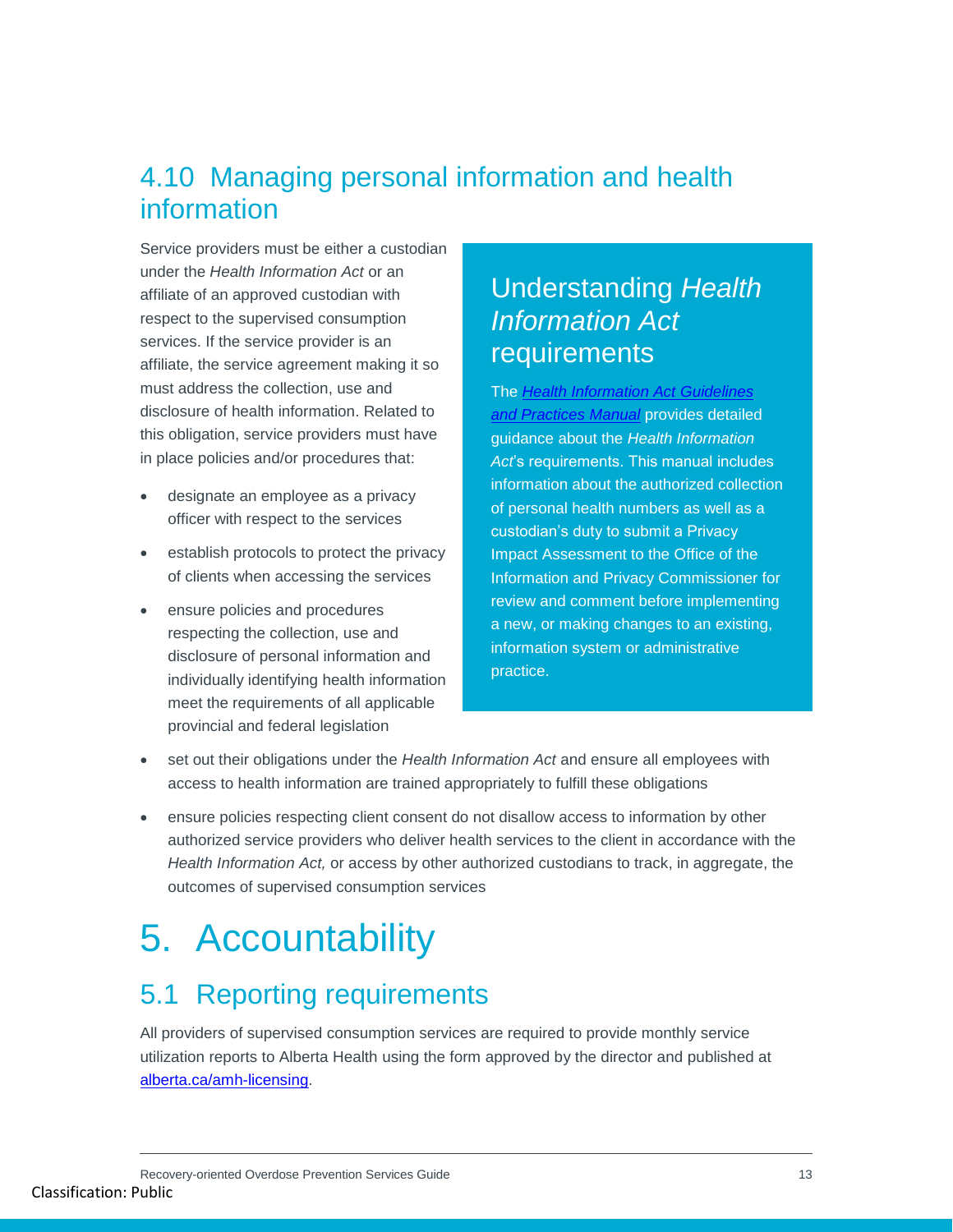## 4.10 Managing personal information and health information

Service providers must be either a custodian under the *Health Information Act* or an affiliate of an approved custodian with respect to the supervised consumption services. If the service provider is an affiliate, the service agreement making it so must address the collection, use and disclosure of health information. Related to this obligation, service providers must have in place policies and/or procedures that:

- designate an employee as a privacy officer with respect to the services
- establish protocols to protect the privacy of clients when accessing the services
- ensure policies and procedures respecting the collection, use and disclosure of personal information and individually identifying health information meet the requirements of all applicable provincial and federal legislation
- set out their obligations under the *Health Information Act* and ensure all employees with access to health information are trained appropriately to fulfill these obligations
- ensure policies respecting client consent do not disallow access to information by other authorized service providers who deliver health services to the client in accordance with the *Health Information Act,* or access by other authorized custodians to track, in aggregate, the outcomes of supervised consumption services

### Understanding *Health Information Act* requirements

The [*Health Information Act Guidelines and Practices Manual*]() provides detailed guidance about the *Health Information Act*'s requirements. This manual includes information about the authorized collection of personal health numbers as well as a custodian's duty to submit a Privacy Impact Assessment to the Office of the Information and Privacy Commissioner for review and comment before implementing a new, or making changes to an existing, information system or administrative practice.

# 5. Accountability

## 5.1 Reporting requirements

All providers of supervised consumption services are required to provide monthly service utilization reports to Alberta Health using the form approved by the director and published at [alberta.ca/amh-licensing]().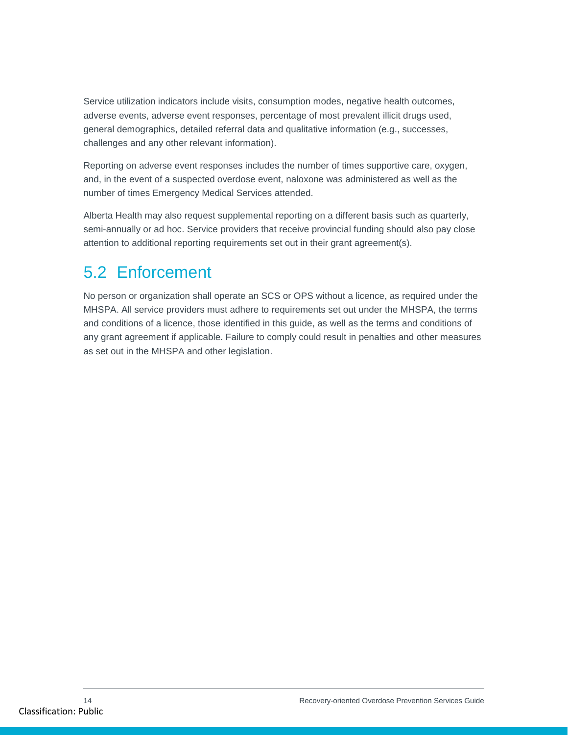Service utilization indicators include visits, consumption modes, negative health outcomes, adverse events, adverse event responses, percentage of most prevalent illicit drugs used, general demographics, detailed referral data and qualitative information (e.g., successes, challenges and any other relevant information).

Reporting on adverse event responses includes the number of times supportive care, oxygen, and, in the event of a suspected overdose event, naloxone was administered as well as the number of times Emergency Medical Services attended.

Alberta Health may also request supplemental reporting on a different basis such as quarterly, semi-annually or ad hoc. Service providers that receive provincial funding should also pay close attention to additional reporting requirements set out in their grant agreement(s).

## 5.2 Enforcement

No person or organization shall operate an SCS or OPS without a licence, as required under the MHSPA. All service providers must adhere to requirements set out under the MHSPA, the terms and conditions of a licence, those identified in this guide, as well as the terms and conditions of any grant agreement if applicable. Failure to comply could result in penalties and other measures as set out in the MHSPA and other legislation.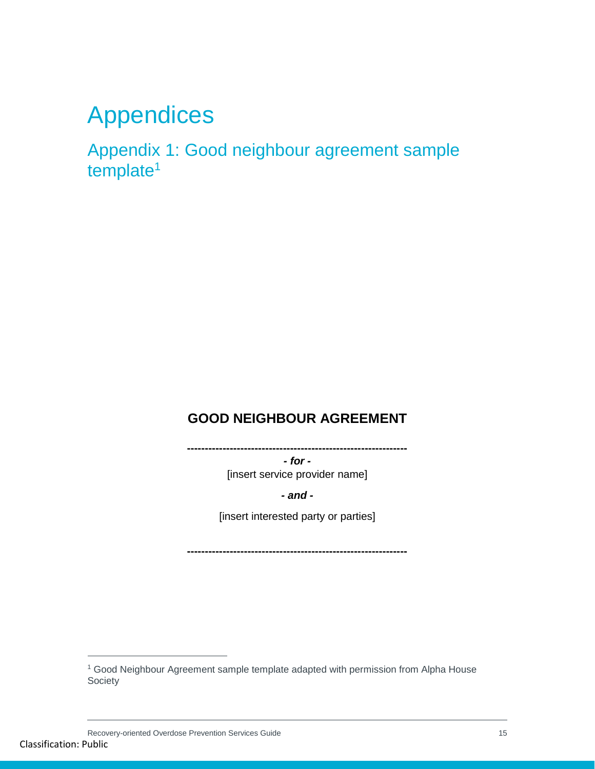# Appendices

## Appendix 1: Good neighbour agreement sample template[1]

**GOOD NEIGHBOUR AGREEMENT**

**---------------------------------------------------------------**

***- for -***

[insert service provider name]

***- and -***

[insert interested party or parties]

**---------------------------------------------------------------**

[1] Good Neighbour Agreement sample template adapted with permission from Alpha House Society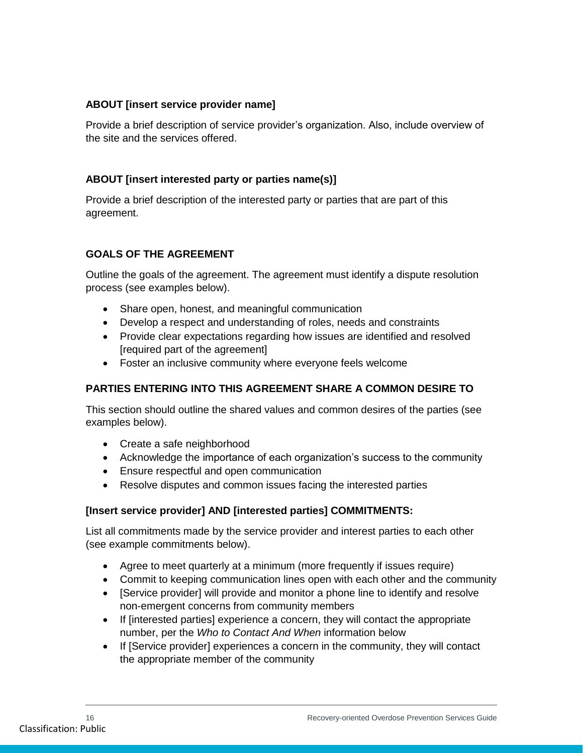**ABOUT [insert service provider name]**

Provide a brief description of service provider's organization. Also, include overview of the site and the services offered.

**ABOUT [insert interested party or parties name(s)]**

Provide a brief description of the interested party or parties that are part of this agreement.

**GOALS OF THE AGREEMENT**

Outline the goals of the agreement. The agreement must identify a dispute resolution process (see examples below).

- Share open, honest, and meaningful communication
- Develop a respect and understanding of roles, needs and constraints
- Provide clear expectations regarding how issues are identified and resolved [required part of the agreement]
- Foster an inclusive community where everyone feels welcome

**PARTIES ENTERING INTO THIS AGREEMENT SHARE A COMMON DESIRE TO**

This section should outline the shared values and common desires of the parties (see examples below).

- Create a safe neighborhood
- Acknowledge the importance of each organization's success to the community
- Ensure respectful and open communication
- Resolve disputes and common issues facing the interested parties

**[Insert service provider] AND [interested parties] COMMITMENTS:**

List all commitments made by the service provider and interest parties to each other (see example commitments below).

- Agree to meet quarterly at a minimum (more frequently if issues require)
- Commit to keeping communication lines open with each other and the community
- [Service provider] will provide and monitor a phone line to identify and resolve non-emergent concerns from community members
- If [interested parties] experience a concern, they will contact the appropriate number, per the *Who to Contact And When* information below
- If [Service provider] experiences a concern in the community, they will contact the appropriate member of the community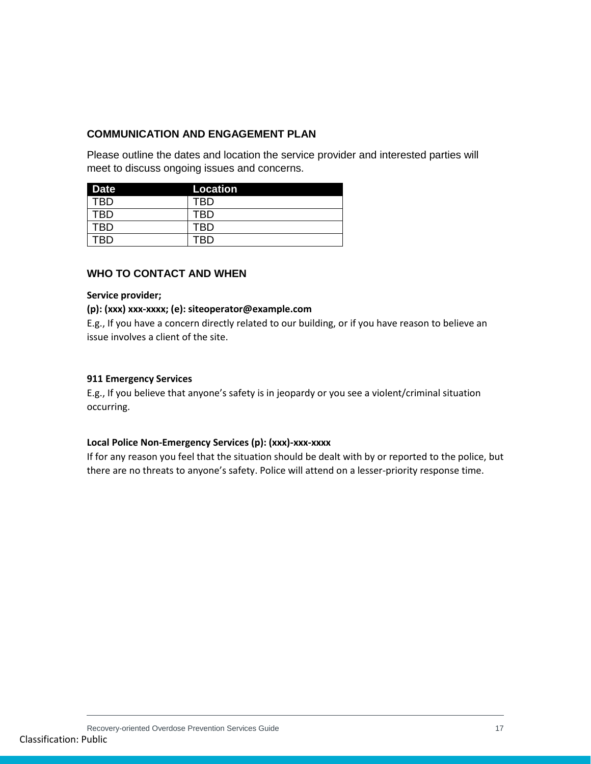## COMMUNICATION AND ENGAGEMENT PLAN

Please outline the dates and location the service provider and interested parties will meet to discuss ongoing issues and concerns.

| Date | Location |
|---|---|
| TBD | TBD |
| TBD | TBD |
| TBD | TBD |
| TBD | TBD |

## WHO TO CONTACT AND WHEN

**Service provider;**

**(p): (xxx) xxx-xxxx; (e): siteoperator@example.com**

E.g., If you have a concern directly related to our building, or if you have reason to believe an issue involves a client of the site.

**911 Emergency Services**

E.g., If you believe that anyone's safety is in jeopardy or you see a violent/criminal situation occurring.

**Local Police Non-Emergency Services (p): (xxx)-xxx-xxxx**

If for any reason you feel that the situation should be dealt with by or reported to the police, but there are no threats to anyone's safety. Police will attend on a lesser-priority response time.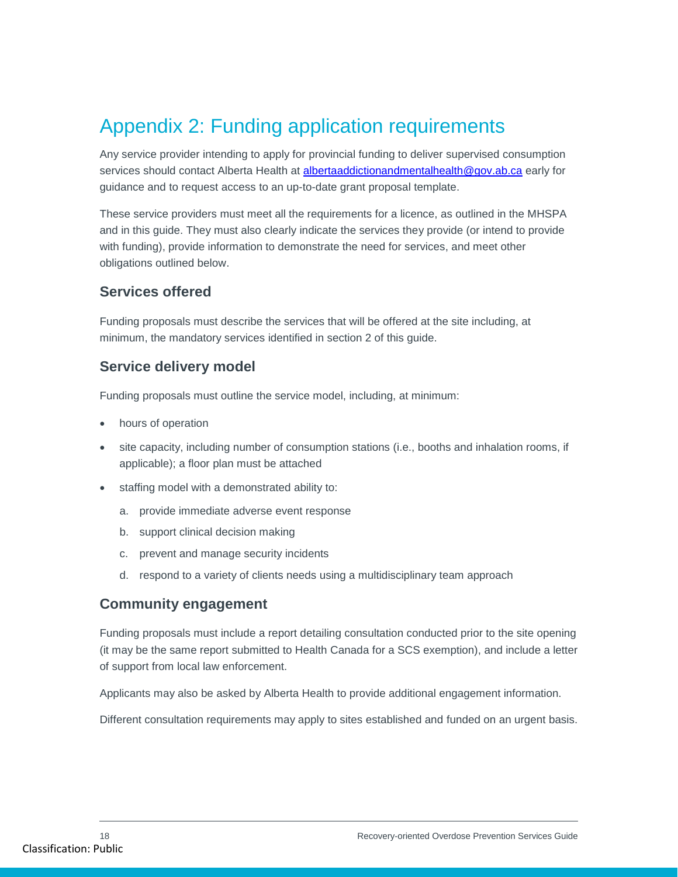# Appendix 2: Funding application requirements

Any service provider intending to apply for provincial funding to deliver supervised consumption services should contact Alberta Health at [albertaaddictionandmentalhealth@gov.ab.ca](mailto:albertaaddictionandmentalhealth@gov.ab.ca) early for guidance and to request access to an up-to-date grant proposal template.

These service providers must meet all the requirements for a licence, as outlined in the MHSPA and in this guide. They must also clearly indicate the services they provide (or intend to provide with funding), provide information to demonstrate the need for services, and meet other obligations outlined below.

## Services offered

Funding proposals must describe the services that will be offered at the site including, at minimum, the mandatory services identified in section 2 of this guide.

## Service delivery model

Funding proposals must outline the service model, including, at minimum:

- hours of operation
- site capacity, including number of consumption stations (i.e., booths and inhalation rooms, if applicable); a floor plan must be attached
- staffing model with a demonstrated ability to:
  a. provide immediate adverse event response
  b. support clinical decision making
  c. prevent and manage security incidents
  d. respond to a variety of clients needs using a multidisciplinary team approach

## Community engagement

Funding proposals must include a report detailing consultation conducted prior to the site opening (it may be the same report submitted to Health Canada for a SCS exemption), and include a letter of support from local law enforcement.

Applicants may also be asked by Alberta Health to provide additional engagement information.

Different consultation requirements may apply to sites established and funded on an urgent basis.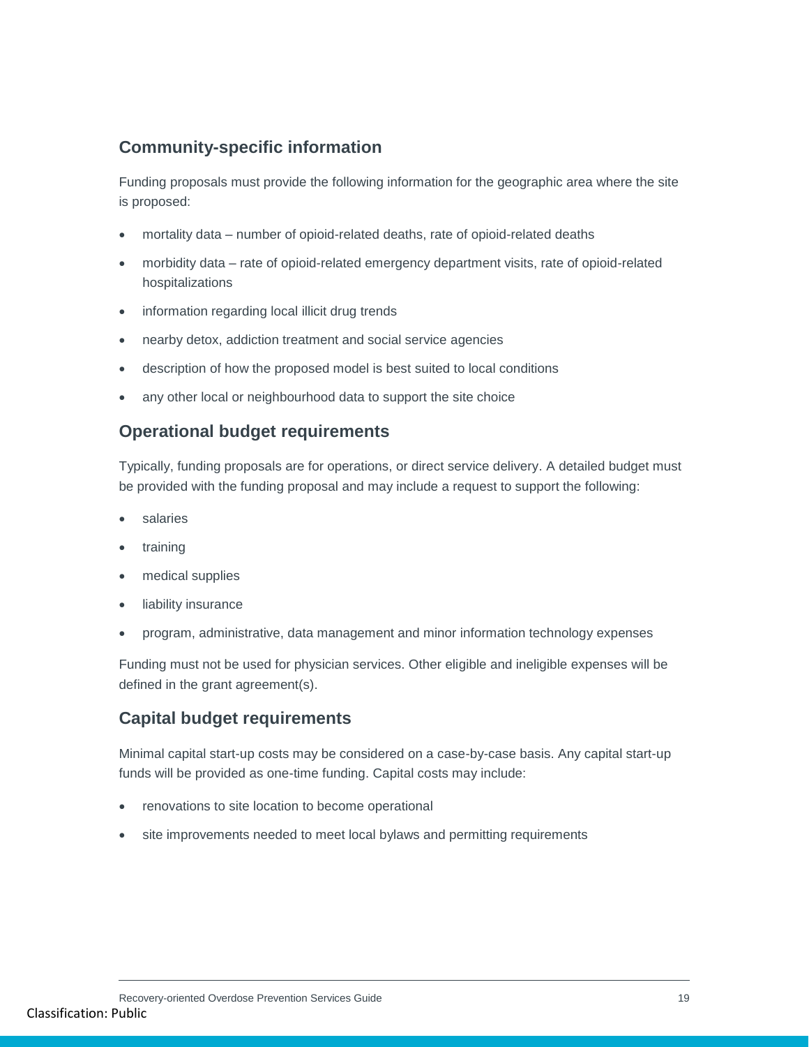## Community-specific information

Funding proposals must provide the following information for the geographic area where the site is proposed:

- mortality data – number of opioid-related deaths, rate of opioid-related deaths
- morbidity data – rate of opioid-related emergency department visits, rate of opioid-related hospitalizations
- information regarding local illicit drug trends
- nearby detox, addiction treatment and social service agencies
- description of how the proposed model is best suited to local conditions
- any other local or neighbourhood data to support the site choice

## Operational budget requirements

Typically, funding proposals are for operations, or direct service delivery. A detailed budget must be provided with the funding proposal and may include a request to support the following:

- salaries
- training
- medical supplies
- liability insurance
- program, administrative, data management and minor information technology expenses

Funding must not be used for physician services. Other eligible and ineligible expenses will be defined in the grant agreement(s).

## Capital budget requirements

Minimal capital start-up costs may be considered on a case-by-case basis. Any capital start-up funds will be provided as one-time funding. Capital costs may include:

- renovations to site location to become operational
- site improvements needed to meet local bylaws and permitting requirements